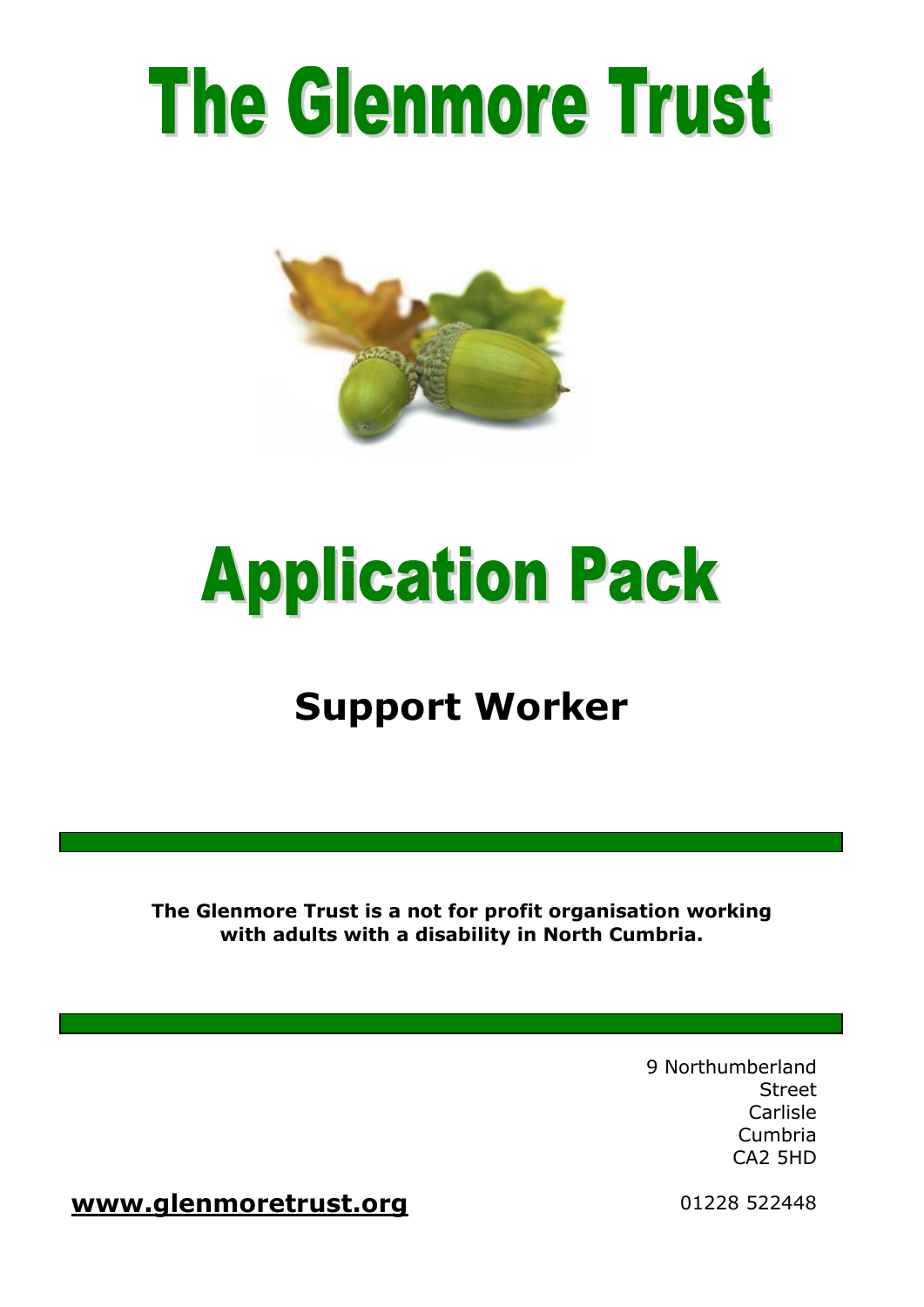# The Glenmore Trust

# Application Pack

## Support Worker

**The Glenmore Trust is a not for profit organisation working with adults with a disability in North Cumbria.**

9 Northumberland Street
Carlisle
Cumbria
CA2 5HD

**www.glenmoretrust.org**

01228 522448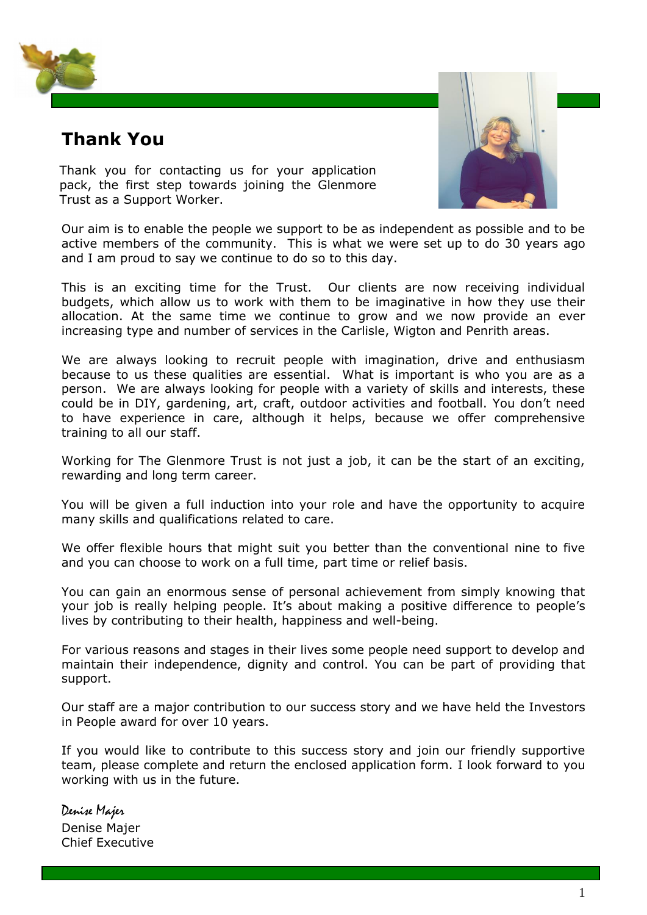# Thank You

Thank you for contacting us for your application pack, the first step towards joining the Glenmore Trust as a Support Worker.

Our aim is to enable the people we support to be as independent as possible and to be active members of the community. This is what we were set up to do 30 years ago and I am proud to say we continue to do so to this day.

This is an exciting time for the Trust. Our clients are now receiving individual budgets, which allow us to work with them to be imaginative in how they use their allocation. At the same time we continue to grow and we now provide an ever increasing type and number of services in the Carlisle, Wigton and Penrith areas.

We are always looking to recruit people with imagination, drive and enthusiasm because to us these qualities are essential. What is important is who you are as a person. We are always looking for people with a variety of skills and interests, these could be in DIY, gardening, art, craft, outdoor activities and football. You don't need to have experience in care, although it helps, because we offer comprehensive training to all our staff.

Working for The Glenmore Trust is not just a job, it can be the start of an exciting, rewarding and long term career.

You will be given a full induction into your role and have the opportunity to acquire many skills and qualifications related to care.

We offer flexible hours that might suit you better than the conventional nine to five and you can choose to work on a full time, part time or relief basis.

You can gain an enormous sense of personal achievement from simply knowing that your job is really helping people. It's about making a positive difference to people's lives by contributing to their health, happiness and well-being.

For various reasons and stages in their lives some people need support to develop and maintain their independence, dignity and control. You can be part of providing that support.

Our staff are a major contribution to our success story and we have held the Investors in People award for over 10 years.

If you would like to contribute to this success story and join our friendly supportive team, please complete and return the enclosed application form. I look forward to you working with us in the future.

*Denise Majer*

Denise Majer
Chief Executive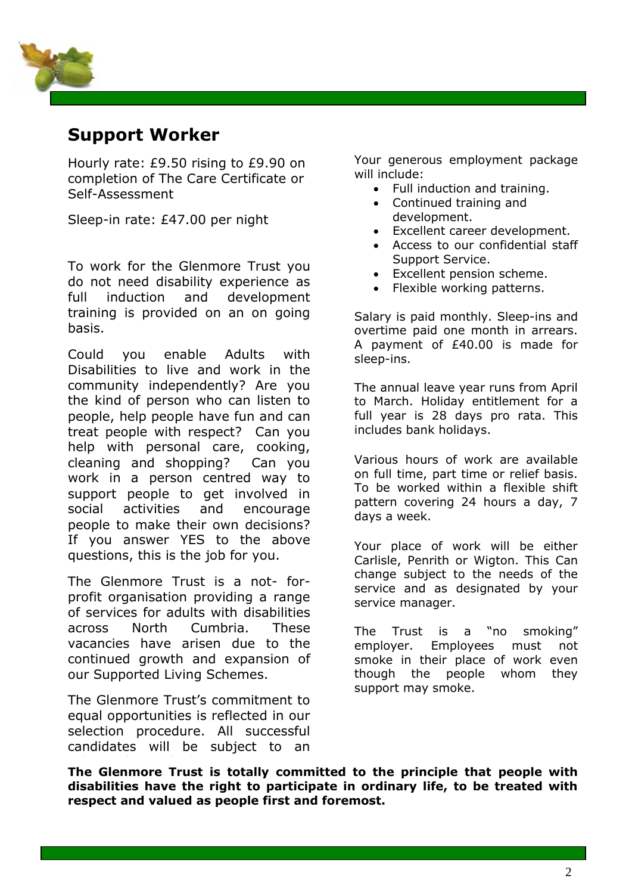## Support Worker

Hourly rate: £9.50 rising to £9.90 on completion of The Care Certificate or Self-Assessment

Sleep-in rate: £47.00 per night

To work for the Glenmore Trust you do not need disability experience as full induction and development training is provided on an on going basis.

Could you enable Adults with Disabilities to live and work in the community independently? Are you the kind of person who can listen to people, help people have fun and can treat people with respect? Can you help with personal care, cooking, cleaning and shopping? Can you work in a person centred way to support people to get involved in social activities and encourage people to make their own decisions? If you answer YES to the above questions, this is the job for you.

The Glenmore Trust is a not- for-profit organisation providing a range of services for adults with disabilities across North Cumbria. These vacancies have arisen due to the continued growth and expansion of our Supported Living Schemes.

The Glenmore Trust's commitment to equal opportunities is reflected in our selection procedure. All successful candidates will be subject to an

Your generous employment package will include:

- Full induction and training.
- Continued training and development.
- Excellent career development.
- Access to our confidential staff Support Service.
- Excellent pension scheme.
- Flexible working patterns.

Salary is paid monthly. Sleep-ins and overtime paid one month in arrears. A payment of £40.00 is made for sleep-ins.

The annual leave year runs from April to March. Holiday entitlement for a full year is 28 days pro rata. This includes bank holidays.

Various hours of work are available on full time, part time or relief basis. To be worked within a flexible shift pattern covering 24 hours a day, 7 days a week.

Your place of work will be either Carlisle, Penrith or Wigton. This Can change subject to the needs of the service and as designated by your service manager.

The Trust is a "no smoking" employer. Employees must not smoke in their place of work even though the people whom they support may smoke.

**The Glenmore Trust is totally committed to the principle that people with disabilities have the right to participate in ordinary life, to be treated with respect and valued as people first and foremost.**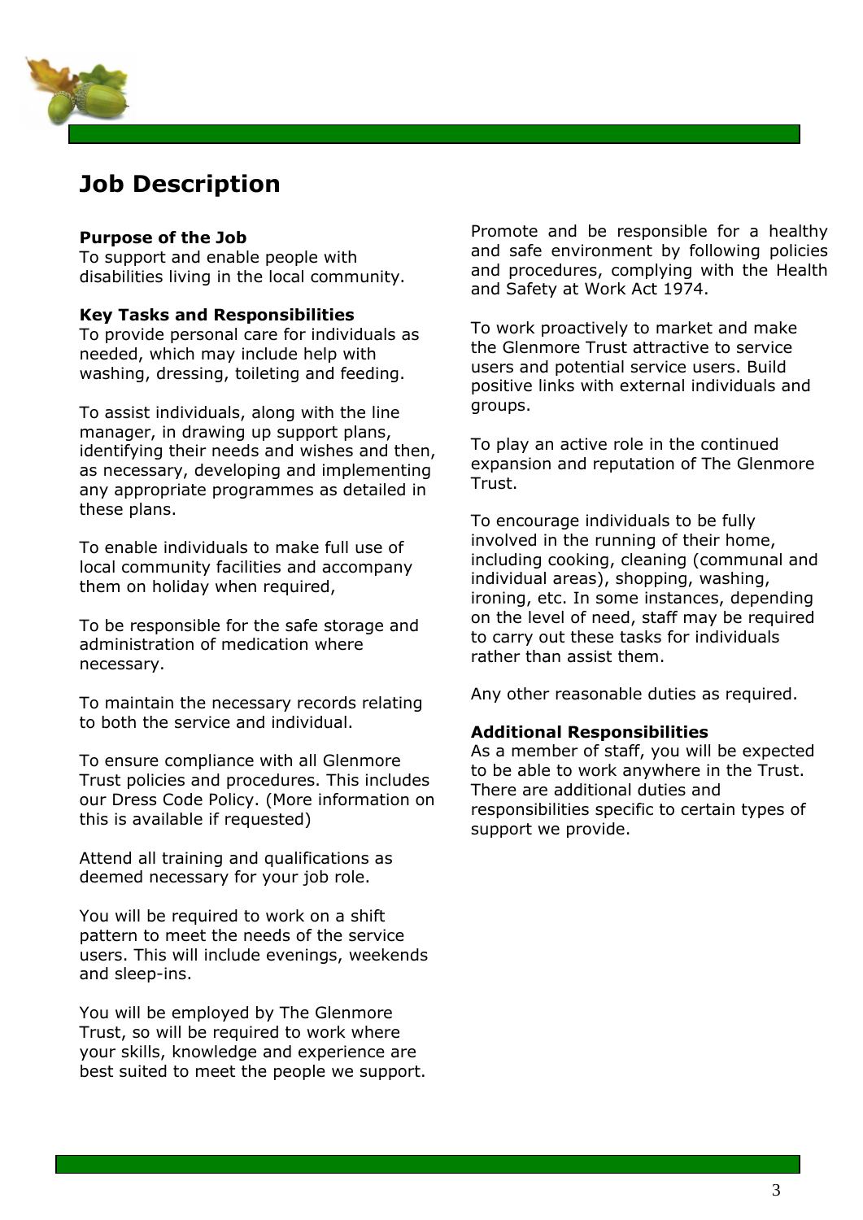# Job Description

**Purpose of the Job**
To support and enable people with disabilities living in the local community.

**Key Tasks and Responsibilities**
To provide personal care for individuals as needed, which may include help with washing, dressing, toileting and feeding.

To assist individuals, along with the line manager, in drawing up support plans, identifying their needs and wishes and then, as necessary, developing and implementing any appropriate programmes as detailed in these plans.

To enable individuals to make full use of local community facilities and accompany them on holiday when required,

To be responsible for the safe storage and administration of medication where necessary.

To maintain the necessary records relating to both the service and individual.

To ensure compliance with all Glenmore Trust policies and procedures. This includes our Dress Code Policy. (More information on this is available if requested)

Attend all training and qualifications as deemed necessary for your job role.

You will be required to work on a shift pattern to meet the needs of the service users. This will include evenings, weekends and sleep-ins.

You will be employed by The Glenmore Trust, so will be required to work where your skills, knowledge and experience are best suited to meet the people we support.

Promote and be responsible for a healthy and safe environment by following policies and procedures, complying with the Health and Safety at Work Act 1974.

To work proactively to market and make the Glenmore Trust attractive to service users and potential service users. Build positive links with external individuals and groups.

To play an active role in the continued expansion and reputation of The Glenmore Trust.

To encourage individuals to be fully involved in the running of their home, including cooking, cleaning (communal and individual areas), shopping, washing, ironing, etc. In some instances, depending on the level of need, staff may be required to carry out these tasks for individuals rather than assist them.

Any other reasonable duties as required.

**Additional Responsibilities**
As a member of staff, you will be expected to be able to work anywhere in the Trust. There are additional duties and responsibilities specific to certain types of support we provide.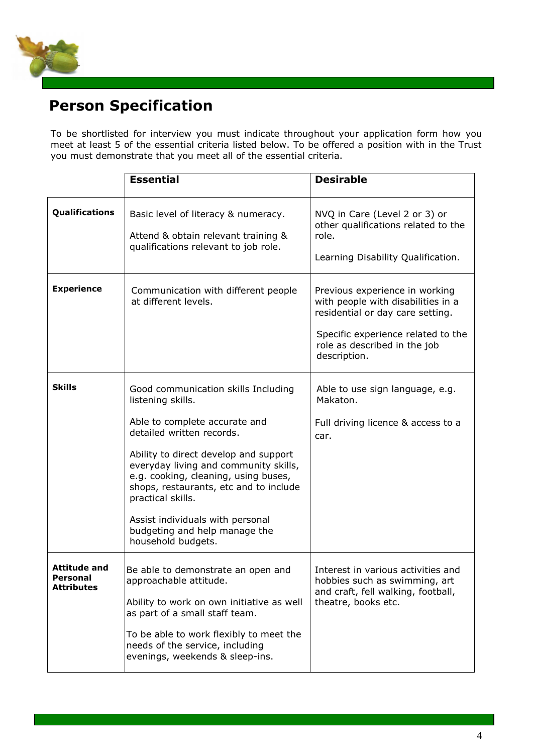# Person Specification

To be shortlisted for interview you must indicate throughout your application form how you meet at least 5 of the essential criteria listed below. To be offered a position with in the Trust you must demonstrate that you meet all of the essential criteria.

| | **Essential** | **Desirable** |
|---|---|---|
| **Qualifications** | Basic level of literacy & numeracy.<br><br>Attend & obtain relevant training & qualifications relevant to job role. | NVQ in Care (Level 2 or 3) or other qualifications related to the role.<br><br>Learning Disability Qualification. |
| **Experience** | Communication with different people at different levels. | Previous experience in working with people with disabilities in a residential or day care setting.<br><br>Specific experience related to the role as described in the job description. |
| **Skills** | Good communication skills Including listening skills.<br><br>Able to complete accurate and detailed written records.<br><br>Ability to direct develop and support everyday living and community skills, e.g. cooking, cleaning, using buses, shops, restaurants, etc and to include practical skills.<br><br>Assist individuals with personal budgeting and help manage the household budgets. | Able to use sign language, e.g. Makaton.<br><br>Full driving licence & access to a car. |
| **Attitude and Personal Attributes** | Be able to demonstrate an open and approachable attitude.<br><br>Ability to work on own initiative as well as part of a small staff team.<br><br>To be able to work flexibly to meet the needs of the service, including evenings, weekends & sleep-ins. | Interest in various activities and hobbies such as swimming, art and craft, fell walking, football, theatre, books etc. |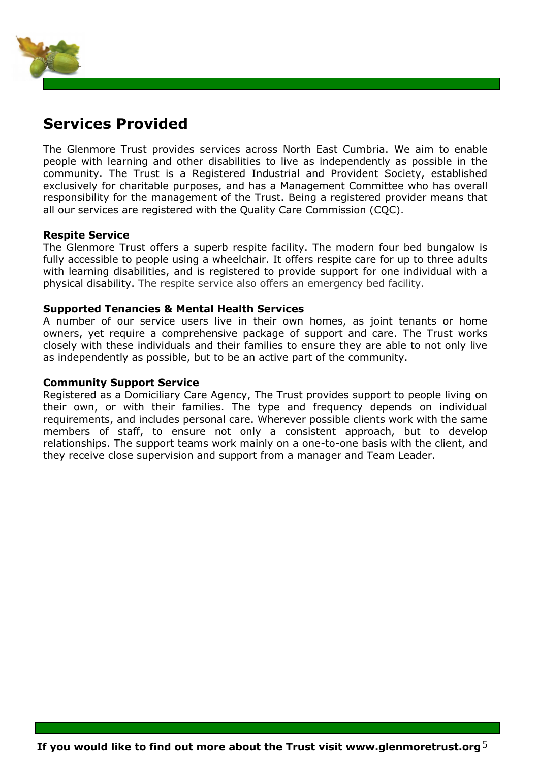## Services Provided

The Glenmore Trust provides services across North East Cumbria. We aim to enable people with learning and other disabilities to live as independently as possible in the community. The Trust is a Registered Industrial and Provident Society, established exclusively for charitable purposes, and has a Management Committee who has overall responsibility for the management of the Trust. Being a registered provider means that all our services are registered with the Quality Care Commission (CQC).

**Respite Service**
The Glenmore Trust offers a superb respite facility. The modern four bed bungalow is fully accessible to people using a wheelchair. It offers respite care for up to three adults with learning disabilities, and is registered to provide support for one individual with a physical disability. The respite service also offers an emergency bed facility.

**Supported Tenancies & Mental Health Services**
A number of our service users live in their own homes, as joint tenants or home owners, yet require a comprehensive package of support and care. The Trust works closely with these individuals and their families to ensure they are able to not only live as independently as possible, but to be an active part of the community.

**Community Support Service**
Registered as a Domiciliary Care Agency, The Trust provides support to people living on their own, or with their families. The type and frequency depends on individual requirements, and includes personal care. Wherever possible clients work with the same members of staff, to ensure not only a consistent approach, but to develop relationships. The support teams work mainly on a one-to-one basis with the client, and they receive close supervision and support from a manager and Team Leader.

**If you would like to find out more about the Trust visit www.glenmoretrust.org**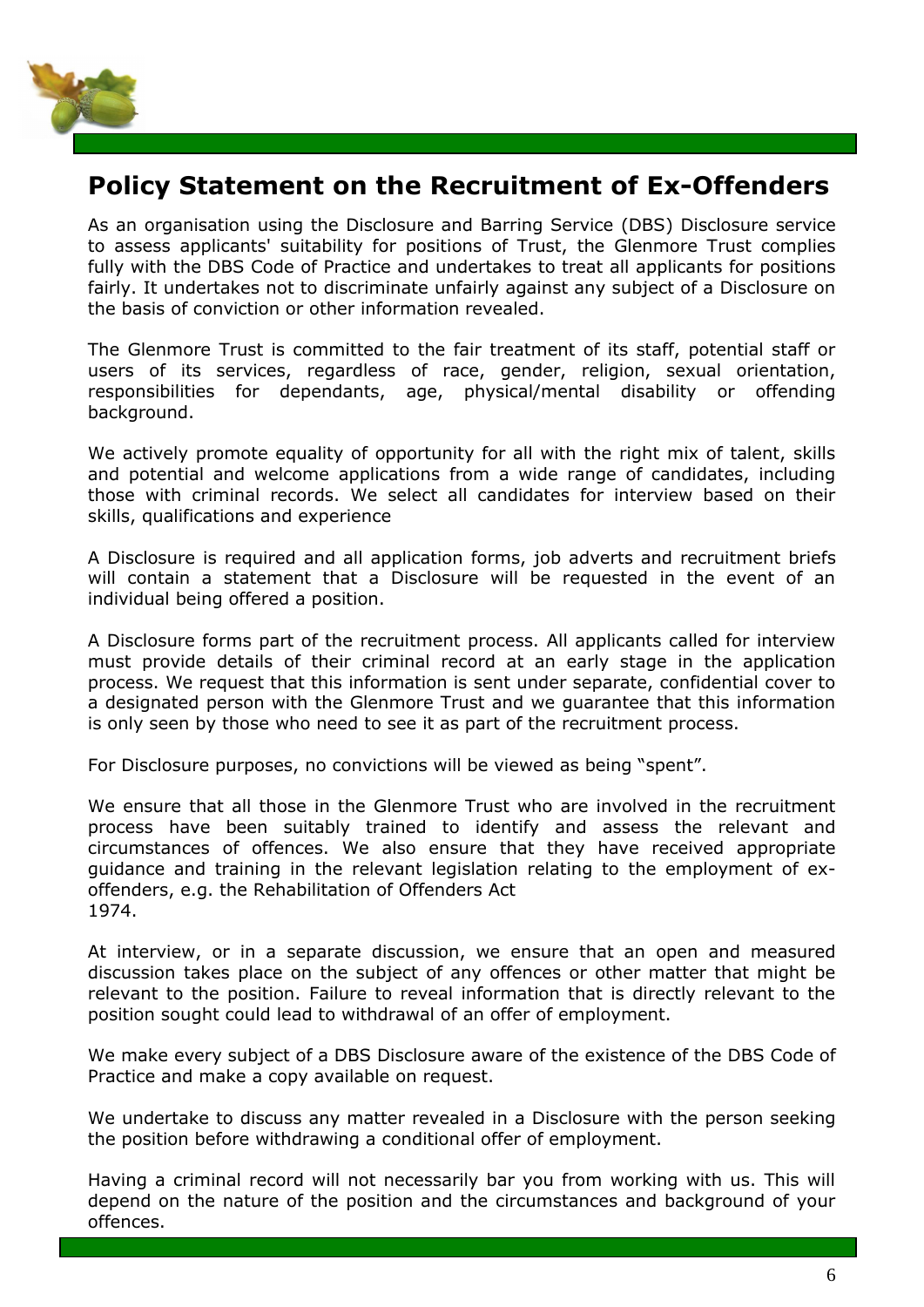## Policy Statement on the Recruitment of Ex-Offenders

As an organisation using the Disclosure and Barring Service (DBS) Disclosure service to assess applicants' suitability for positions of Trust, the Glenmore Trust complies fully with the DBS Code of Practice and undertakes to treat all applicants for positions fairly. It undertakes not to discriminate unfairly against any subject of a Disclosure on the basis of conviction or other information revealed.

The Glenmore Trust is committed to the fair treatment of its staff, potential staff or users of its services, regardless of race, gender, religion, sexual orientation, responsibilities for dependants, age, physical/mental disability or offending background.

We actively promote equality of opportunity for all with the right mix of talent, skills and potential and welcome applications from a wide range of candidates, including those with criminal records. We select all candidates for interview based on their skills, qualifications and experience

A Disclosure is required and all application forms, job adverts and recruitment briefs will contain a statement that a Disclosure will be requested in the event of an individual being offered a position.

A Disclosure forms part of the recruitment process. All applicants called for interview must provide details of their criminal record at an early stage in the application process. We request that this information is sent under separate, confidential cover to a designated person with the Glenmore Trust and we guarantee that this information is only seen by those who need to see it as part of the recruitment process.

For Disclosure purposes, no convictions will be viewed as being "spent".

We ensure that all those in the Glenmore Trust who are involved in the recruitment process have been suitably trained to identify and assess the relevant and circumstances of offences. We also ensure that they have received appropriate guidance and training in the relevant legislation relating to the employment of ex-offenders, e.g. the Rehabilitation of Offenders Act 1974.

At interview, or in a separate discussion, we ensure that an open and measured discussion takes place on the subject of any offences or other matter that might be relevant to the position. Failure to reveal information that is directly relevant to the position sought could lead to withdrawal of an offer of employment.

We make every subject of a DBS Disclosure aware of the existence of the DBS Code of Practice and make a copy available on request.

We undertake to discuss any matter revealed in a Disclosure with the person seeking the position before withdrawing a conditional offer of employment.

Having a criminal record will not necessarily bar you from working with us. This will depend on the nature of the position and the circumstances and background of your offences.